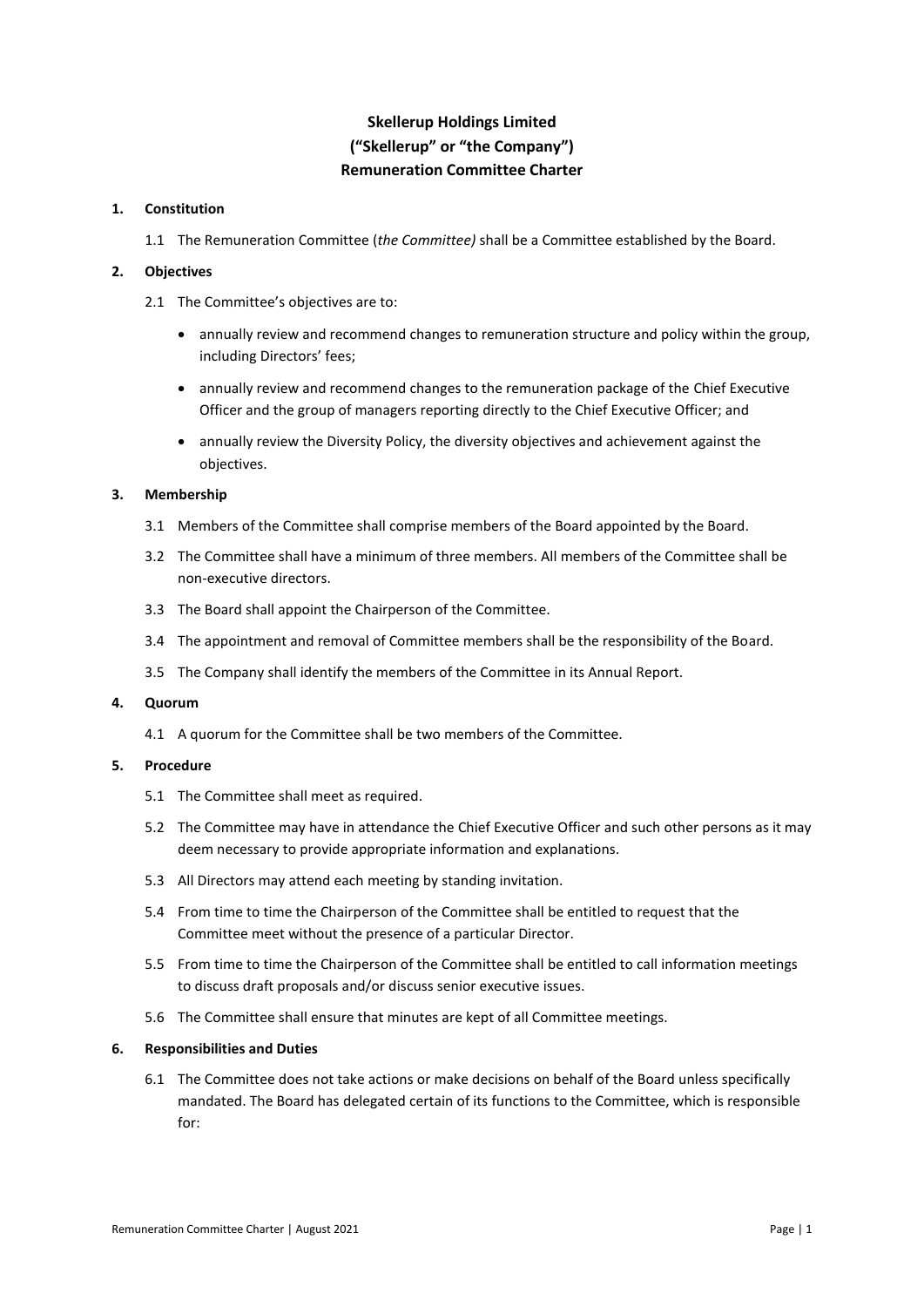# Skellerup Holdings Limited
# ("Skellerup" or "the Company")
# Remuneration Committee Charter

## 1. Constitution

1.1 The Remuneration Committee (*the Committee)* shall be a Committee established by the Board.

## 2. Objectives

2.1 The Committee's objectives are to:

- annually review and recommend changes to remuneration structure and policy within the group, including Directors' fees;
- annually review and recommend changes to the remuneration package of the Chief Executive Officer and the group of managers reporting directly to the Chief Executive Officer; and
- annually review the Diversity Policy, the diversity objectives and achievement against the objectives.

## 3. Membership

3.1 Members of the Committee shall comprise members of the Board appointed by the Board.

3.2 The Committee shall have a minimum of three members. All members of the Committee shall be non-executive directors.

3.3 The Board shall appoint the Chairperson of the Committee.

3.4 The appointment and removal of Committee members shall be the responsibility of the Board.

3.5 The Company shall identify the members of the Committee in its Annual Report.

## 4. Quorum

4.1 A quorum for the Committee shall be two members of the Committee.

## 5. Procedure

5.1 The Committee shall meet as required.

5.2 The Committee may have in attendance the Chief Executive Officer and such other persons as it may deem necessary to provide appropriate information and explanations.

5.3 All Directors may attend each meeting by standing invitation.

5.4 From time to time the Chairperson of the Committee shall be entitled to request that the Committee meet without the presence of a particular Director.

5.5 From time to time the Chairperson of the Committee shall be entitled to call information meetings to discuss draft proposals and/or discuss senior executive issues.

5.6 The Committee shall ensure that minutes are kept of all Committee meetings.

## 6. Responsibilities and Duties

6.1 The Committee does not take actions or make decisions on behalf of the Board unless specifically mandated. The Board has delegated certain of its functions to the Committee, which is responsible for: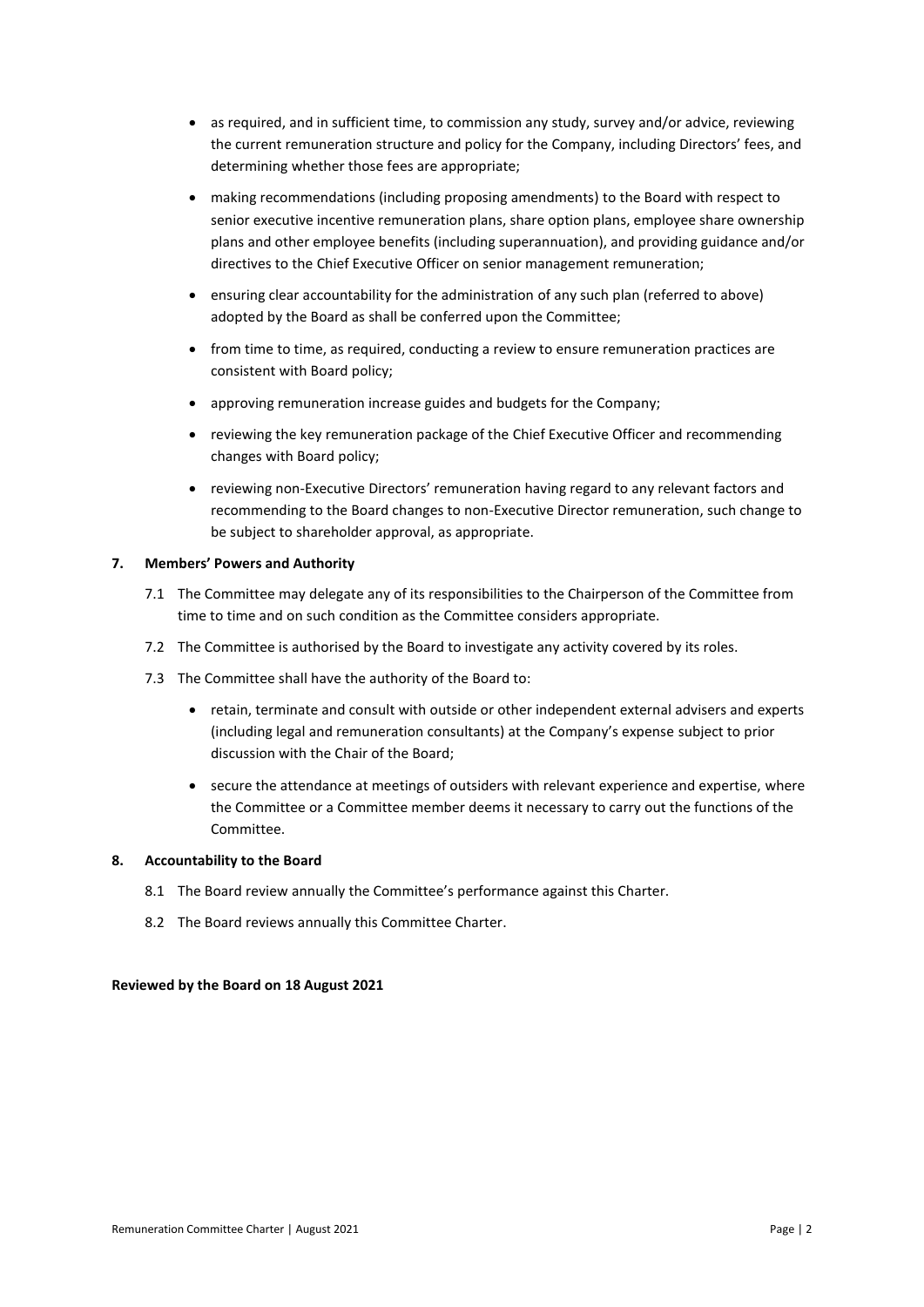- as required, and in sufficient time, to commission any study, survey and/or advice, reviewing the current remuneration structure and policy for the Company, including Directors' fees, and determining whether those fees are appropriate;
- making recommendations (including proposing amendments) to the Board with respect to senior executive incentive remuneration plans, share option plans, employee share ownership plans and other employee benefits (including superannuation), and providing guidance and/or directives to the Chief Executive Officer on senior management remuneration;
- ensuring clear accountability for the administration of any such plan (referred to above) adopted by the Board as shall be conferred upon the Committee;
- from time to time, as required, conducting a review to ensure remuneration practices are consistent with Board policy;
- approving remuneration increase guides and budgets for the Company;
- reviewing the key remuneration package of the Chief Executive Officer and recommending changes with Board policy;
- reviewing non-Executive Directors' remuneration having regard to any relevant factors and recommending to the Board changes to non-Executive Director remuneration, such change to be subject to shareholder approval, as appropriate.

**7. Members' Powers and Authority**

7.1 The Committee may delegate any of its responsibilities to the Chairperson of the Committee from time to time and on such condition as the Committee considers appropriate.

7.2 The Committee is authorised by the Board to investigate any activity covered by its roles.

7.3 The Committee shall have the authority of the Board to:

- retain, terminate and consult with outside or other independent external advisers and experts (including legal and remuneration consultants) at the Company's expense subject to prior discussion with the Chair of the Board;
- secure the attendance at meetings of outsiders with relevant experience and expertise, where the Committee or a Committee member deems it necessary to carry out the functions of the Committee.

**8. Accountability to the Board**

8.1 The Board review annually the Committee's performance against this Charter.

8.2 The Board reviews annually this Committee Charter.

**Reviewed by the Board on 18 August 2021**